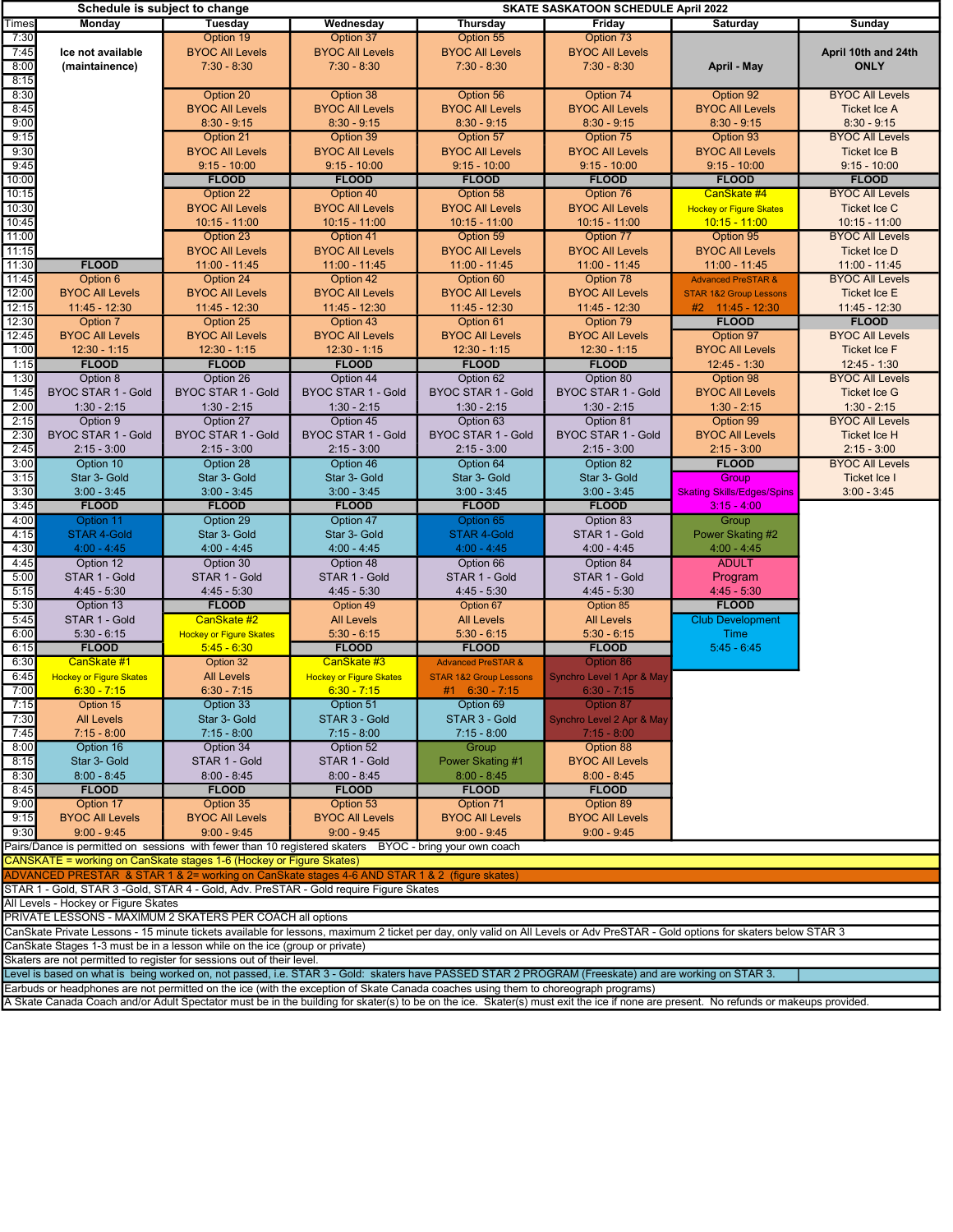Schedule is subject to change

SKATE SASKATOON SCHEDULE April 2022

| Times | Monday | Tuesday | Wednesday | Thursday | Friday | Saturday | Sunday |
|---|---|---|---|---|---|---|---|
| 7:30 - 8:15 | Ice not available (maintainence) | Option 19 BYOC All Levels 7:30 - 8:30 | Option 37 BYOC All Levels 7:30 - 8:30 | Option 55 BYOC All Levels 7:30 - 8:30 | Option 73 BYOC All Levels 7:30 - 8:30 | April - May | April 10th and 24th ONLY |
| 8:30 - 9:00 | | Option 20 BYOC All Levels 8:30 - 9:15 | Option 38 BYOC All Levels 8:30 - 9:15 | Option 56 BYOC All Levels 8:30 - 9:15 | Option 74 BYOC All Levels 8:30 - 9:15 | Option 92 BYOC All Levels 8:30 - 9:15 | BYOC All Levels Ticket Ice A 8:30 - 9:15 |
| 9:15 - 9:45 | | Option 21 BYOC All Levels 9:15 - 10:00 | Option 39 BYOC All Levels 9:15 - 10:00 | Option 57 BYOC All Levels 9:15 - 10:00 | Option 75 BYOC All Levels 9:15 - 10:00 | Option 93 BYOC All Levels 9:15 - 10:00 | BYOC All Levels Ticket Ice B 9:15 - 10:00 |
| 10:00 | | FLOOD | FLOOD | FLOOD | FLOOD | FLOOD | FLOOD |
| 10:15 - 10:45 | | Option 22 BYOC All Levels 10:15 - 11:00 | Option 40 BYOC All Levels 10:15 - 11:00 | Option 58 BYOC All Levels 10:15 - 11:00 | Option 76 BYOC All Levels 10:15 - 11:00 | CanSkate #4 Hockey or Figure Skates 10:15 - 11:00 | BYOC All Levels Ticket Ice C 10:15 - 11:00 |
| 11:00 - 11:15 | | Option 23 BYOC All Levels 11:00 - 11:45 | Option 41 BYOC All Levels 11:00 - 11:45 | Option 59 BYOC All Levels 11:00 - 11:45 | Option 77 BYOC All Levels 11:00 - 11:45 | Option 95 BYOC All Levels 11:00 - 11:45 | BYOC All Levels Ticket Ice D 11:00 - 11:45 |
| 11:30 | FLOOD | | | | | | |
| 11:45 - 12:15 | Option 6 BYOC All Levels 11:45 - 12:30 | Option 24 BYOC All Levels 11:45 - 12:30 | Option 42 BYOC All Levels 11:45 - 12:30 | Option 60 BYOC All Levels 11:45 - 12:30 | Option 78 BYOC All Levels 11:45 - 12:30 | Advanced PreSTAR & STAR 1&2 Group Lessons #2 11:45 - 12:30 | BYOC All Levels Ticket Ice E 11:45 - 12:30 |
| 12:30 | Option 7 BYOC All Levels 12:30 - 1:15 | Option 25 BYOC All Levels 12:30 - 1:15 | Option 43 BYOC All Levels 12:30 - 1:15 | Option 61 BYOC All Levels 12:30 - 1:15 | Option 79 BYOC All Levels 12:30 - 1:15 | FLOOD | FLOOD |
| 12:45 - 1:00 | | | | | | Option 97 BYOC All Levels 12:45 - 1:30 | BYOC All Levels Ticket Ice F 12:45 - 1:30 |
| 1:15 | FLOOD | FLOOD | FLOOD | FLOOD | FLOOD | | |
| 1:30 - 2:00 | Option 8 BYOC STAR 1 - Gold 1:30 - 2:15 | Option 26 BYOC STAR 1 - Gold 1:30 - 2:15 | Option 44 BYOC STAR 1 - Gold 1:30 - 2:15 | Option 62 BYOC STAR 1 - Gold 1:30 - 2:15 | Option 80 BYOC STAR 1 - Gold 1:30 - 2:15 | Option 98 BYOC All Levels 1:30 - 2:15 | BYOC All Levels Ticket Ice G 1:30 - 2:15 |
| 2:15 - 2:45 | Option 9 BYOC STAR 1 - Gold 2:15 - 3:00 | Option 27 BYOC STAR 1 - Gold 2:15 - 3:00 | Option 45 BYOC STAR 1 - Gold 2:15 - 3:00 | Option 63 BYOC STAR 1 - Gold 2:15 - 3:00 | Option 81 BYOC STAR 1 - Gold 2:15 - 3:00 | Option 99 BYOC All Levels 2:15 - 3:00 | BYOC All Levels Ticket Ice H 2:15 - 3:00 |
| 3:00 | Option 10 Star 3- Gold 3:00 - 3:45 | Option 28 Star 3- Gold 3:00 - 3:45 | Option 46 Star 3- Gold 3:00 - 3:45 | Option 64 Star 3- Gold 3:00 - 3:45 | Option 82 Star 3- Gold 3:00 - 3:45 | FLOOD | BYOC All Levels Ticket Ice I 3:00 - 3:45 |
| 3:15 - 3:30 | | | | | | Group Skating Skills/Edges/Spins 3:15 - 4:00 | |
| 3:45 | FLOOD | FLOOD | FLOOD | FLOOD | FLOOD | | |
| 4:00 - 4:30 | Option 11 STAR 4-Gold 4:00 - 4:45 | Option 29 Star 3- Gold 4:00 - 4:45 | Option 47 Star 3- Gold 4:00 - 4:45 | Option 65 STAR 4-Gold 4:00 - 4:45 | Option 83 STAR 1 - Gold 4:00 - 4:45 | Group Power Skating #2 4:00 - 4:45 | |
| 4:45 - 5:15 | Option 12 STAR 1 - Gold 4:45 - 5:30 | Option 30 STAR 1 - Gold 4:45 - 5:30 | Option 48 STAR 1 - Gold 4:45 - 5:30 | Option 66 STAR 1 - Gold 4:45 - 5:30 | Option 84 STAR 1 - Gold 4:45 - 5:30 | ADULT Program 4:45 - 5:30 | |
| 5:30 | Option 13 STAR 1 - Gold 5:30 - 6:15 | FLOOD | Option 49 All Levels 5:30 - 6:15 | Option 67 All Levels 5:30 - 6:15 | Option 85 All Levels 5:30 - 6:15 | FLOOD | |
| 5:45 - 6:00 | | CanSkate #2 Hockey or Figure Skates 5:45 - 6:30 | | | | Club Development Time 5:45 - 6:45 | |
| 6:15 | FLOOD | | FLOOD | FLOOD | FLOOD | | |
| 6:30 - 7:00 | CanSkate #1 Hockey or Figure Skates 6:30 - 7:15 | Option 32 All Levels 6:30 - 7:15 | CanSkate #3 Hockey or Figure Skates 6:30 - 7:15 | Advanced PreSTAR & STAR 1&2 Group Lessons #1 6:30 - 7:15 | Option 86 Synchro Level 1 Apr & May 6:30 - 7:15 | | |
| 7:15 - 7:45 | Option 15 All Levels 7:15 - 8:00 | Option 33 Star 3- Gold 7:15 - 8:00 | Option 51 STAR 3 - Gold 7:15 - 8:00 | Option 69 STAR 3 - Gold 7:15 - 8:00 | Option 87 Synchro Level 2 Apr & May 7:15 - 8:00 | | |
| 8:00 - 8:30 | Option 16 Star 3- Gold 8:00 - 8:45 | Option 34 STAR 1 - Gold 8:00 - 8:45 | Option 52 STAR 1 - Gold 8:00 - 8:45 | Group Power Skating #1 8:00 - 8:45 | Option 88 BYOC All Levels 8:00 - 8:45 | | |
| 8:45 | FLOOD | FLOOD | FLOOD | FLOOD | FLOOD | | |
| 9:00 - 9:30 | Option 17 BYOC All Levels 9:00 - 9:45 | Option 35 BYOC All Levels 9:00 - 9:45 | Option 53 BYOC All Levels 9:00 - 9:45 | Option 71 BYOC All Levels 9:00 - 9:45 | Option 89 BYOC All Levels 9:00 - 9:45 | | |

Pairs/Dance is permitted on sessions with fewer than 10 registered skaters BYOC - bring your own coach

CANSKATE = working on CanSkate stages 1-6 (Hockey or Figure Skates)

ADVANCED PRESTAR & STAR 1 & 2= working on CanSkate stages 4-6 AND STAR 1 & 2 (figure skates)

STAR 1 - Gold, STAR 3 -Gold, STAR 4 - Gold, Adv. PreSTAR - Gold require Figure Skates

All Levels - Hockey or Figure Skates

PRIVATE LESSONS - MAXIMUM 2 SKATERS PER COACH all options

CanSkate Private Lessons - 15 minute tickets available for lessons, maximum 2 ticket per day, only valid on All Levels or Adv PreSTAR - Gold options for skaters below STAR 3

CanSkate Stages 1-3 must be in a lesson while on the ice (group or private)

Skaters are not permitted to register for sessions out of their level.

Level is based on what is being worked on, not passed, i.e. STAR 3 - Gold: skaters have PASSED STAR 2 PROGRAM (Freeskate) and are working on STAR 3.

Earbuds or headphones are not permitted on the ice (with the exception of Skate Canada coaches using them to choreograph programs)

A Skate Canada Coach and/or Adult Spectator must be in the building for skater(s) to be on the ice. Skater(s) must exit the ice if none are present. No refunds or makeups provided.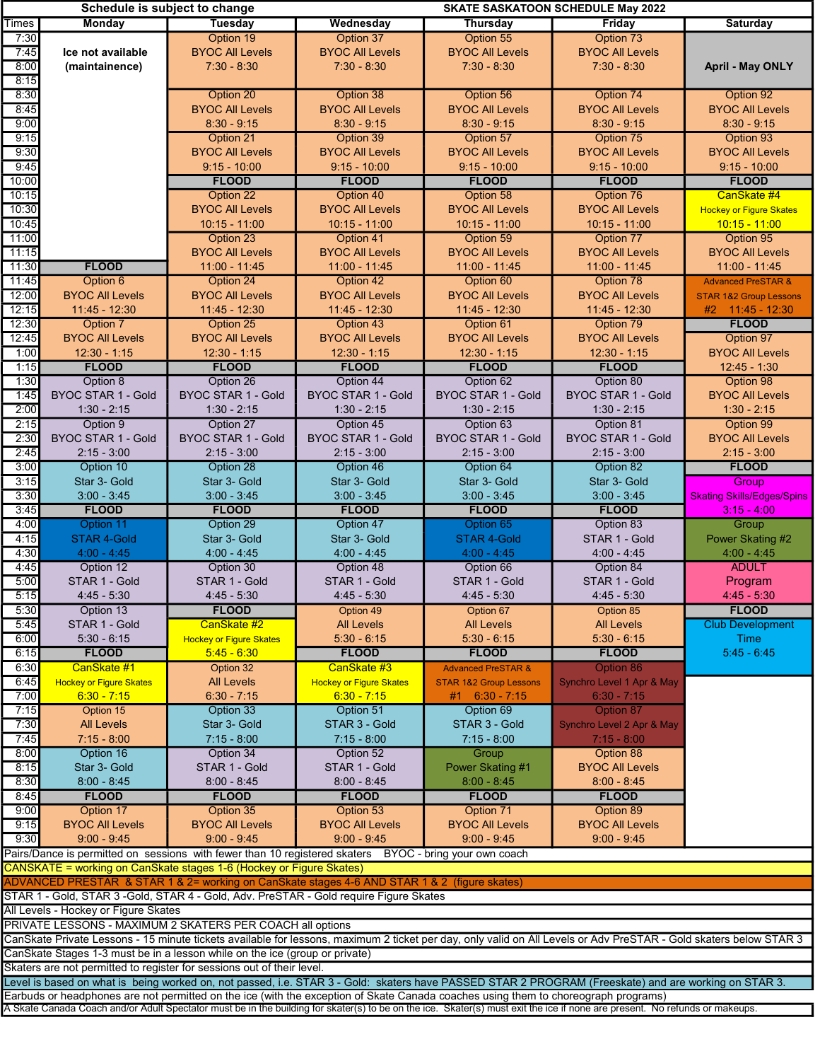**Schedule is subject to change** | **SKATE SASKATOON SCHEDULE May 2022**

| Times | Monday | Tuesday | Wednesday | Thursday | Friday | Saturday |
|---|---|---|---|---|---|---|
| 7:30 – 8:15 | Ice not available (maintainence) | Option 19 BYOC All Levels 7:30 - 8:30 | Option 37 BYOC All Levels 7:30 - 8:30 | Option 55 BYOC All Levels 7:30 - 8:30 | Option 73 BYOC All Levels 7:30 - 8:30 | April - May ONLY |
| 8:30 – 9:00 | | Option 20 BYOC All Levels 8:30 - 9:15 | Option 38 BYOC All Levels 8:30 - 9:15 | Option 56 BYOC All Levels 8:30 - 9:15 | Option 74 BYOC All Levels 8:30 - 9:15 | Option 92 BYOC All Levels 8:30 - 9:15 |
| 9:15 – 9:45 | | Option 21 BYOC All Levels 9:15 - 10:00 | Option 39 BYOC All Levels 9:15 - 10:00 | Option 57 BYOC All Levels 9:15 - 10:00 | Option 75 BYOC All Levels 9:15 - 10:00 | Option 93 BYOC All Levels 9:15 - 10:00 |
| 10:00 | | FLOOD | FLOOD | FLOOD | FLOOD | FLOOD |
| 10:15 – 10:45 | | Option 22 BYOC All Levels 10:15 - 11:00 | Option 40 BYOC All Levels 10:15 - 11:00 | Option 58 BYOC All Levels 10:15 - 11:00 | Option 76 BYOC All Levels 10:15 - 11:00 | CanSkate #4 Hockey or Figure Skates 10:15 - 11:00 |
| 11:00 – 11:15 | | Option 23 BYOC All Levels 11:00 - 11:45 | Option 41 BYOC All Levels 11:00 - 11:45 | Option 59 BYOC All Levels 11:00 - 11:45 | Option 77 BYOC All Levels 11:00 - 11:45 | Option 95 BYOC All Levels 11:00 - 11:45 |
| 11:30 | FLOOD | | | | | |
| 11:45 – 12:15 | Option 6 BYOC All Levels 11:45 - 12:30 | Option 24 BYOC All Levels 11:45 - 12:30 | Option 42 BYOC All Levels 11:45 - 12:30 | Option 60 BYOC All Levels 11:45 - 12:30 | Option 78 BYOC All Levels 11:45 - 12:30 | Advanced PreSTAR & STAR 1&2 Group Lessons #2 11:45 - 12:30 |
| 12:30 | Option 7 BYOC All Levels 12:30 - 1:15 | Option 25 BYOC All Levels 12:30 - 1:15 | Option 43 BYOC All Levels 12:30 - 1:15 | Option 61 BYOC All Levels 12:30 - 1:15 | Option 79 BYOC All Levels 12:30 - 1:15 | FLOOD |
| 12:45 – 1:00 | | | | | | Option 97 BYOC All Levels 12:45 - 1:30 |
| 1:15 | FLOOD | FLOOD | FLOOD | FLOOD | FLOOD | |
| 1:30 – 2:00 | Option 8 BYOC STAR 1 - Gold 1:30 - 2:15 | Option 26 BYOC STAR 1 - Gold 1:30 - 2:15 | Option 44 BYOC STAR 1 - Gold 1:30 - 2:15 | Option 62 BYOC STAR 1 - Gold 1:30 - 2:15 | Option 80 BYOC STAR 1 - Gold 1:30 - 2:15 | Option 98 BYOC All Levels 1:30 - 2:15 |
| 2:15 – 2:45 | Option 9 BYOC STAR 1 - Gold 2:15 - 3:00 | Option 27 BYOC STAR 1 - Gold 2:15 - 3:00 | Option 45 BYOC STAR 1 - Gold 2:15 - 3:00 | Option 63 BYOC STAR 1 - Gold 2:15 - 3:00 | Option 81 BYOC STAR 1 - Gold 2:15 - 3:00 | Option 99 BYOC All Levels 2:15 - 3:00 |
| 3:00 | Option 10 Star 3- Gold 3:00 - 3:45 | Option 28 Star 3- Gold 3:00 - 3:45 | Option 46 Star 3- Gold 3:00 - 3:45 | Option 64 Star 3- Gold 3:00 - 3:45 | Option 82 Star 3- Gold 3:00 - 3:45 | FLOOD |
| 3:15 – 3:30 | | | | | | Group Skating Skills/Edges/Spins 3:15 - 4:00 |
| 3:45 | FLOOD | FLOOD | FLOOD | FLOOD | FLOOD | |
| 4:00 – 4:30 | Option 11 STAR 4-Gold 4:00 - 4:45 | Option 29 Star 3- Gold 4:00 - 4:45 | Option 47 Star 3- Gold 4:00 - 4:45 | Option 65 STAR 4-Gold 4:00 - 4:45 | Option 83 STAR 1 - Gold 4:00 - 4:45 | Group Power Skating #2 4:00 - 4:45 |
| 4:45 – 5:15 | Option 12 STAR 1 - Gold 4:45 - 5:30 | Option 30 STAR 1 - Gold 4:45 - 5:30 | Option 48 STAR 1 - Gold 4:45 - 5:30 | Option 66 STAR 1 - Gold 4:45 - 5:30 | Option 84 STAR 1 - Gold 4:45 - 5:30 | ADULT Program 4:45 - 5:30 |
| 5:30 | Option 13 STAR 1 - Gold 5:30 - 6:15 | FLOOD | Option 49 All Levels 5:30 - 6:15 | Option 67 All Levels 5:30 - 6:15 | Option 85 All Levels 5:30 - 6:15 | FLOOD |
| 5:45 – 6:00 | | CanSkate #2 Hockey or Figure Skates 5:45 - 6:30 | | | | Club Development Time 5:45 - 6:45 |
| 6:15 | FLOOD | | FLOOD | FLOOD | FLOOD | |
| 6:30 – 7:00 | CanSkate #1 Hockey or Figure Skates 6:30 - 7:15 | Option 32 All Levels 6:30 - 7:15 | CanSkate #3 Hockey or Figure Skates 6:30 - 7:15 | Advanced PreSTAR & STAR 1&2 Group Lessons #1 6:30 - 7:15 | Option 86 Synchro Level 1 Apr & May 6:30 - 7:15 | |
| 7:15 – 7:45 | Option 15 All Levels 7:15 - 8:00 | Option 33 Star 3- Gold 7:15 - 8:00 | Option 51 STAR 3 - Gold 7:15 - 8:00 | Option 69 STAR 3 - Gold 7:15 - 8:00 | Option 87 Synchro Level 2 Apr & May 7:15 - 8:00 | |
| 8:00 – 8:30 | Option 16 Star 3- Gold 8:00 - 8:45 | Option 34 STAR 1 - Gold 8:00 - 8:45 | Option 52 STAR 1 - Gold 8:00 - 8:45 | Group Power Skating #1 8:00 - 8:45 | Option 88 BYOC All Levels 8:00 - 8:45 | |
| 8:45 | FLOOD | FLOOD | FLOOD | FLOOD | FLOOD | |
| 9:00 – 9:30 | Option 17 BYOC All Levels 9:00 - 9:45 | Option 35 BYOC All Levels 9:00 - 9:45 | Option 53 BYOC All Levels 9:00 - 9:45 | Option 71 BYOC All Levels 9:00 - 9:45 | Option 89 BYOC All Levels 9:00 - 9:45 | |

Pairs/Dance is permitted on sessions with fewer than 10 registered skaters BYOC - bring your own coach

CANSKATE = working on CanSkate stages 1-6 (Hockey or Figure Skates)

ADVANCED PRESTAR & STAR 1 & 2= working on CanSkate stages 4-6 AND STAR 1 & 2 (figure skates)

STAR 1 - Gold, STAR 3 -Gold, STAR 4 - Gold, Adv. PreSTAR - Gold require Figure Skates

All Levels - Hockey or Figure Skates

PRIVATE LESSONS - MAXIMUM 2 SKATERS PER COACH all options

CanSkate Private Lessons - 15 minute tickets available for lessons, maximum 2 ticket per day, only valid on All Levels or Adv PreSTAR - Gold skaters below STAR 3

CanSkate Stages 1-3 must be in a lesson while on the ice (group or private)

Skaters are not permitted to register for sessions out of their level.

Level is based on what is being worked on, not passed, i.e. STAR 3 - Gold: skaters have PASSED STAR 2 PROGRAM (Freeskate) and are working on STAR 3.

Earbuds or headphones are not permitted on the ice (with the exception of Skate Canada coaches using them to choreograph programs)

A Skate Canada Coach and/or Adult Spectator must be in the building for skater(s) to be on the ice. Skater(s) must exit the ice if none are present. No refunds or makeups.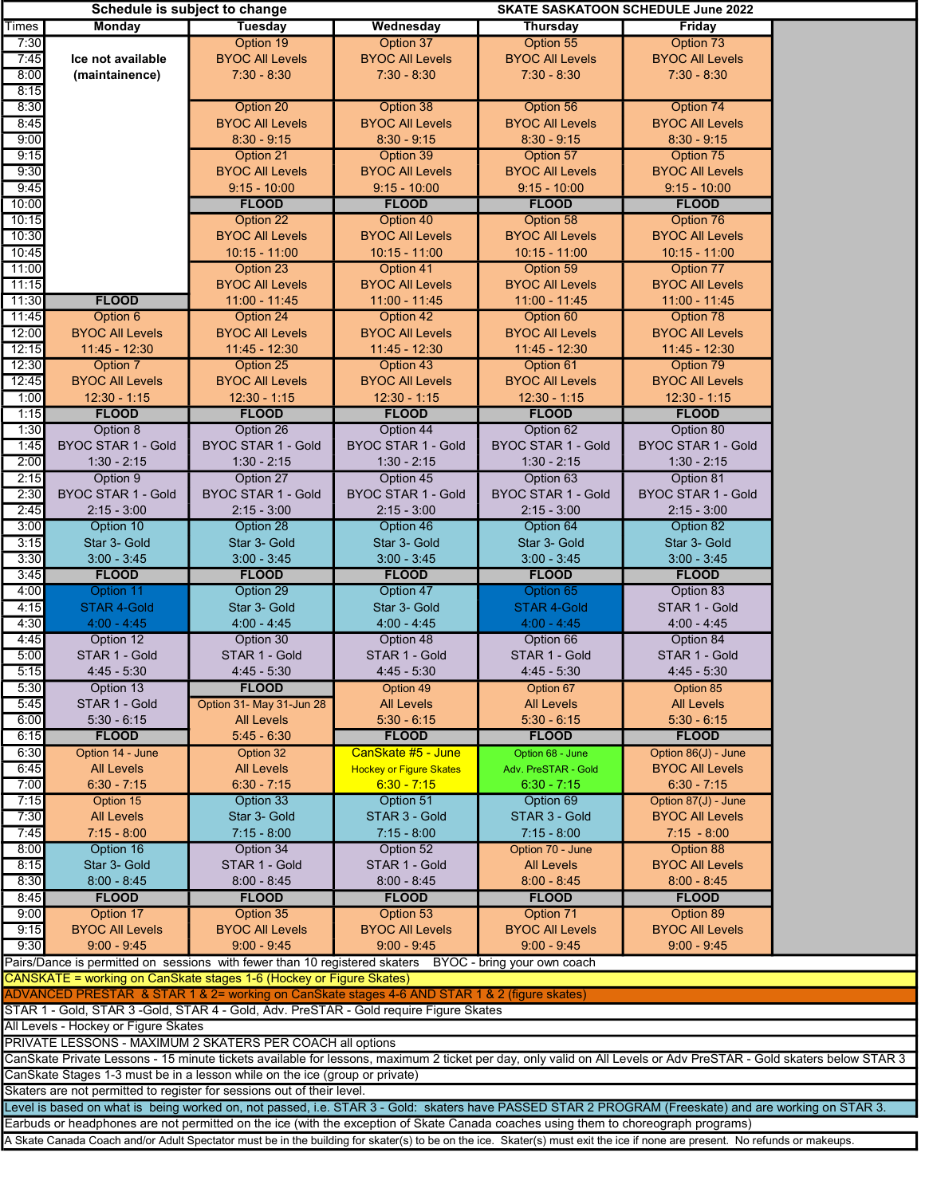| Schedule is subject to change | | | SKATE SASKATOON SCHEDULE June 2022 | | |
|---|---|---|---|---|---|
| Times | Monday | Tuesday | Wednesday | Thursday | Friday |
| 7:30 | Ice not available (maintainence) | Option 19 BYOC All Levels 7:30 - 8:30 | Option 37 BYOC All Levels 7:30 - 8:30 | Option 55 BYOC All Levels 7:30 - 8:30 | Option 73 BYOC All Levels 7:30 - 8:30 |
| 7:45 | | | | | |
| 8:00 | | | | | |
| 8:15 | | | | | |
| 8:30 | | Option 20 BYOC All Levels 8:30 - 9:15 | Option 38 BYOC All Levels 8:30 - 9:15 | Option 56 BYOC All Levels 8:30 - 9:15 | Option 74 BYOC All Levels 8:30 - 9:15 |
| 8:45 | | | | | |
| 9:00 | | | | | |
| 9:15 | | Option 21 BYOC All Levels 9:15 - 10:00 | Option 39 BYOC All Levels 9:15 - 10:00 | Option 57 BYOC All Levels 9:15 - 10:00 | Option 75 BYOC All Levels 9:15 - 10:00 |
| 9:30 | | | | | |
| 9:45 | | | | | |
| 10:00 | | FLOOD | FLOOD | FLOOD | FLOOD |
| 10:15 | | Option 22 BYOC All Levels 10:15 - 11:00 | Option 40 BYOC All Levels 10:15 - 11:00 | Option 58 BYOC All Levels 10:15 - 11:00 | Option 76 BYOC All Levels 10:15 - 11:00 |
| 10:30 | | | | | |
| 10:45 | | | | | |
| 11:00 | | Option 23 BYOC All Levels 11:00 - 11:45 | Option 41 BYOC All Levels 11:00 - 11:45 | Option 59 BYOC All Levels 11:00 - 11:45 | Option 77 BYOC All Levels 11:00 - 11:45 |
| 11:15 | | | | | |
| 11:30 | FLOOD | | | | |
| 11:45 | Option 6 BYOC All Levels 11:45 - 12:30 | Option 24 BYOC All Levels 11:45 - 12:30 | Option 42 BYOC All Levels 11:45 - 12:30 | Option 60 BYOC All Levels 11:45 - 12:30 | Option 78 BYOC All Levels 11:45 - 12:30 |
| 12:00 | | | | | |
| 12:15 | | | | | |
| 12:30 | Option 7 BYOC All Levels 12:30 - 1:15 | Option 25 BYOC All Levels 12:30 - 1:15 | Option 43 BYOC All Levels 12:30 - 1:15 | Option 61 BYOC All Levels 12:30 - 1:15 | Option 79 BYOC All Levels 12:30 - 1:15 |
| 12:45 | | | | | |
| 1:00 | | | | | |
| 1:15 | FLOOD | FLOOD | FLOOD | FLOOD | FLOOD |
| 1:30 | Option 8 BYOC STAR 1 - Gold 1:30 - 2:15 | Option 26 BYOC STAR 1 - Gold 1:30 - 2:15 | Option 44 BYOC STAR 1 - Gold 1:30 - 2:15 | Option 62 BYOC STAR 1 - Gold 1:30 - 2:15 | Option 80 BYOC STAR 1 - Gold 1:30 - 2:15 |
| 1:45 | | | | | |
| 2:00 | | | | | |
| 2:15 | Option 9 BYOC STAR 1 - Gold 2:15 - 3:00 | Option 27 BYOC STAR 1 - Gold 2:15 - 3:00 | Option 45 BYOC STAR 1 - Gold 2:15 - 3:00 | Option 63 BYOC STAR 1 - Gold 2:15 - 3:00 | Option 81 BYOC STAR 1 - Gold 2:15 - 3:00 |
| 2:30 | | | | | |
| 2:45 | | | | | |
| 3:00 | Option 10 Star 3- Gold 3:00 - 3:45 | Option 28 Star 3- Gold 3:00 - 3:45 | Option 46 Star 3- Gold 3:00 - 3:45 | Option 64 Star 3- Gold 3:00 - 3:45 | Option 82 Star 3- Gold 3:00 - 3:45 |
| 3:15 | | | | | |
| 3:30 | | | | | |
| 3:45 | FLOOD | FLOOD | FLOOD | FLOOD | FLOOD |
| 4:00 | Option 11 STAR 4-Gold 4:00 - 4:45 | Option 29 Star 3- Gold 4:00 - 4:45 | Option 47 Star 3- Gold 4:00 - 4:45 | Option 65 STAR 4-Gold 4:00 - 4:45 | Option 83 STAR 1 - Gold 4:00 - 4:45 |
| 4:15 | | | | | |
| 4:30 | | | | | |
| 4:45 | Option 12 STAR 1 - Gold 4:45 - 5:30 | Option 30 STAR 1 - Gold 4:45 - 5:30 | Option 48 STAR 1 - Gold 4:45 - 5:30 | Option 66 STAR 1 - Gold 4:45 - 5:30 | Option 84 STAR 1 - Gold 4:45 - 5:30 |
| 5:00 | | | | | |
| 5:15 | | | | | |
| 5:30 | Option 13 STAR 1 - Gold 5:30 - 6:15 | FLOOD | Option 49 All Levels 5:30 - 6:15 | Option 67 All Levels 5:30 - 6:15 | Option 85 All Levels 5:30 - 6:15 |
| 5:45 | | Option 31- May 31-Jun 28 All Levels 5:45 - 6:30 | | | |
| 6:00 | | | | | |
| 6:15 | FLOOD | | FLOOD | FLOOD | FLOOD |
| 6:30 | Option 14 - June All Levels 6:30 - 7:15 | Option 32 All Levels 6:30 - 7:15 | CanSkate #5 - June Hockey or Figure Skates 6:30 - 7:15 | Option 68 - June Adv. PreSTAR - Gold 6:30 - 7:15 | Option 86(J) - June BYOC All Levels 6:30 - 7:15 |
| 6:45 | | | | | |
| 7:00 | | | | | |
| 7:15 | Option 15 All Levels 7:15 - 8:00 | Option 33 Star 3- Gold 7:15 - 8:00 | Option 51 STAR 3 - Gold 7:15 - 8:00 | Option 69 STAR 3 - Gold 7:15 - 8:00 | Option 87(J) - June BYOC All Levels 7:15 - 8:00 |
| 7:30 | | | | | |
| 7:45 | | | | | |
| 8:00 | Option 16 Star 3- Gold 8:00 - 8:45 | Option 34 STAR 1 - Gold 8:00 - 8:45 | Option 52 STAR 1 - Gold 8:00 - 8:45 | Option 70 - June All Levels 8:00 - 8:45 | Option 88 BYOC All Levels 8:00 - 8:45 |
| 8:15 | | | | | |
| 8:30 | | | | | |
| 8:45 | FLOOD | FLOOD | FLOOD | FLOOD | FLOOD |
| 9:00 | Option 17 BYOC All Levels 9:00 - 9:45 | Option 35 BYOC All Levels 9:00 - 9:45 | Option 53 BYOC All Levels 9:00 - 9:45 | Option 71 BYOC All Levels 9:00 - 9:45 | Option 89 BYOC All Levels 9:00 - 9:45 |
| 9:15 | | | | | |
| 9:30 | | | | | |

Pairs/Dance is permitted on sessions with fewer than 10 registered skaters BYOC - bring your own coach

CANSKATE = working on CanSkate stages 1-6 (Hockey or Figure Skates)

ADVANCED PRESTAR & STAR 1 & 2= working on CanSkate stages 4-6 AND STAR 1 & 2 (figure skates)

STAR 1 - Gold, STAR 3 -Gold, STAR 4 - Gold, Adv. PreSTAR - Gold require Figure Skates

All Levels - Hockey or Figure Skates

PRIVATE LESSONS - MAXIMUM 2 SKATERS PER COACH all options

CanSkate Private Lessons - 15 minute tickets available for lessons, maximum 2 ticket per day, only valid on All Levels or Adv PreSTAR - Gold skaters below STAR 3

CanSkate Stages 1-3 must be in a lesson while on the ice (group or private)

Skaters are not permitted to register for sessions out of their level.

Level is based on what is being worked on, not passed, i.e. STAR 3 - Gold: skaters have PASSED STAR 2 PROGRAM (Freeskate) and are working on STAR 3.

Earbuds or headphones are not permitted on the ice (with the exception of Skate Canada coaches using them to choreograph programs)

A Skate Canada Coach and/or Adult Spectator must be in the building for skater(s) to be on the ice. Skater(s) must exit the ice if none are present. No refunds or makeups.